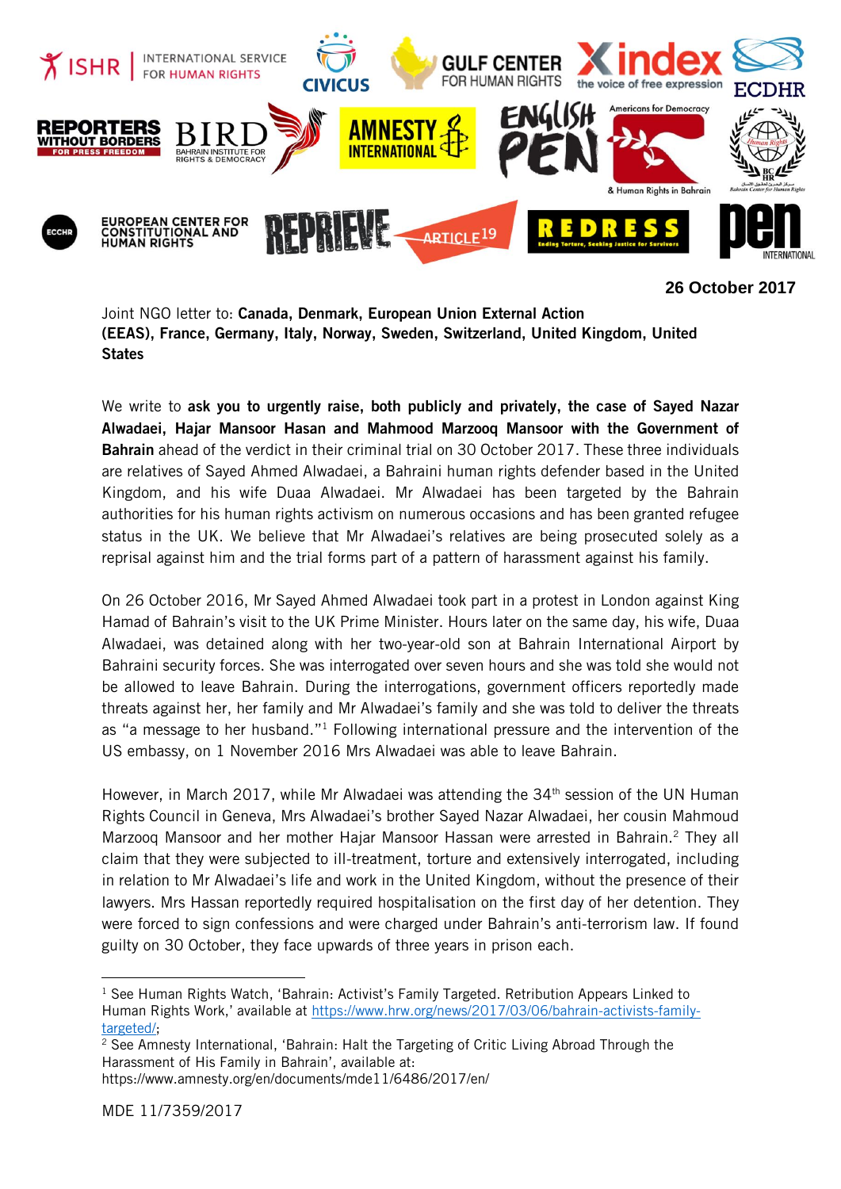26 October 2017

Joint NGO letter to: **Canada, Denmark, European Union External Action (EEAS), France, Germany, Italy, Norway, Sweden, Switzerland, United Kingdom, United States**

We write to **ask you to urgently raise, both publicly and privately, the case of Sayed Nazar Alwadaei, Hajar Mansoor Hasan and Mahmood Marzooq Mansoor with the Government of Bahrain** ahead of the verdict in their criminal trial on 30 October 2017. These three individuals are relatives of Sayed Ahmed Alwadaei, a Bahraini human rights defender based in the United Kingdom, and his wife Duaa Alwadaei. Mr Alwadaei has been targeted by the Bahrain authorities for his human rights activism on numerous occasions and has been granted refugee status in the UK. We believe that Mr Alwadaei's relatives are being prosecuted solely as a reprisal against him and the trial forms part of a pattern of harassment against his family.

On 26 October 2016, Mr Sayed Ahmed Alwadaei took part in a protest in London against King Hamad of Bahrain's visit to the UK Prime Minister. Hours later on the same day, his wife, Duaa Alwadaei, was detained along with her two-year-old son at Bahrain International Airport by Bahraini security forces. She was interrogated over seven hours and she was told she would not be allowed to leave Bahrain. During the interrogations, government officers reportedly made threats against her, her family and Mr Alwadaei's family and she was told to deliver the threats as "a message to her husband."[1] Following international pressure and the intervention of the US embassy, on 1 November 2016 Mrs Alwadaei was able to leave Bahrain.

However, in March 2017, while Mr Alwadaei was attending the 34th session of the UN Human Rights Council in Geneva, Mrs Alwadaei's brother Sayed Nazar Alwadaei, her cousin Mahmoud Marzooq Mansoor and her mother Hajar Mansoor Hassan were arrested in Bahrain.[2] They all claim that they were subjected to ill-treatment, torture and extensively interrogated, including in relation to Mr Alwadaei's life and work in the United Kingdom, without the presence of their lawyers. Mrs Hassan reportedly required hospitalisation on the first day of her detention. They were forced to sign confessions and were charged under Bahrain's anti-terrorism law. If found guilty on 30 October, they face upwards of three years in prison each.

---

[1] See Human Rights Watch, 'Bahrain: Activist's Family Targeted. Retribution Appears Linked to Human Rights Work,' available at https://www.hrw.org/news/2017/03/06/bahrain-activists-family-targeted/;

[2] See Amnesty International, 'Bahrain: Halt the Targeting of Critic Living Abroad Through the Harassment of His Family in Bahrain', available at: https://www.amnesty.org/en/documents/mde11/6486/2017/en/

MDE 11/7359/2017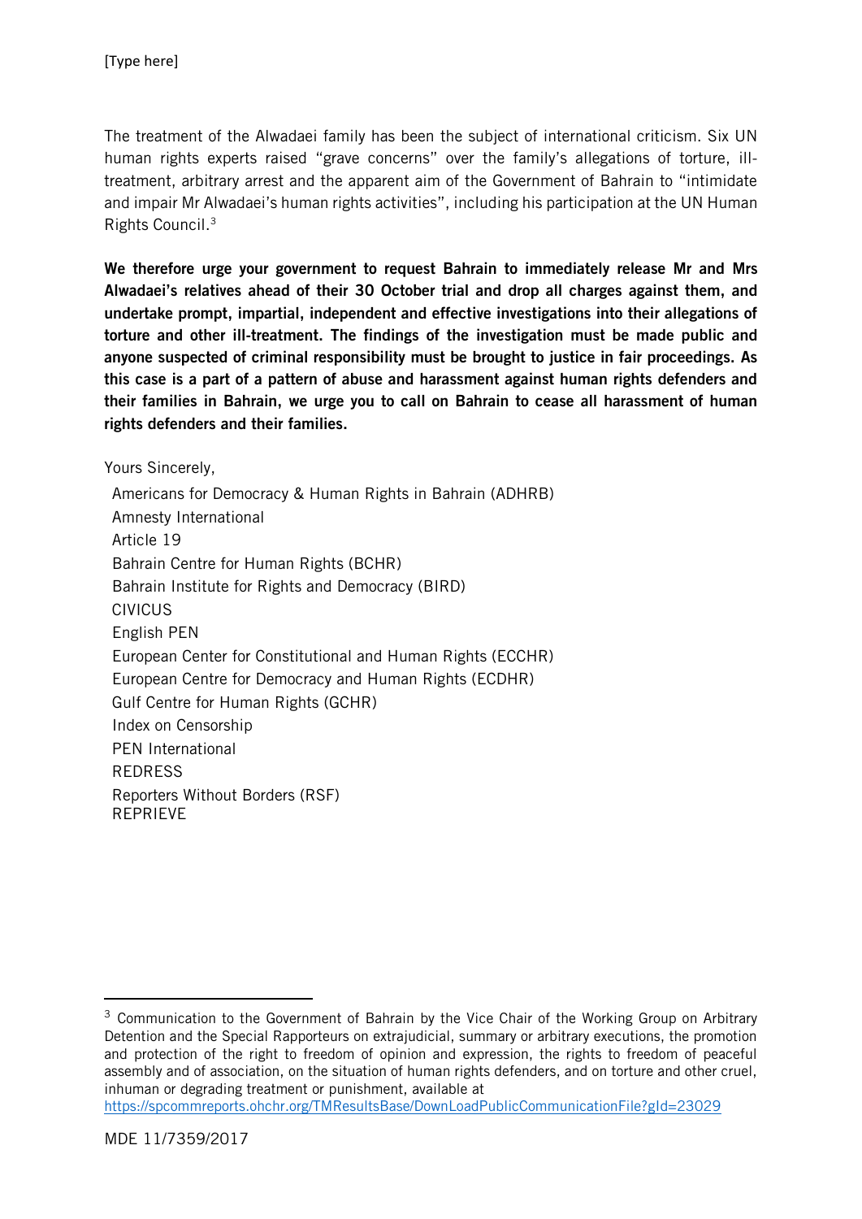The treatment of the Alwadaei family has been the subject of international criticism. Six UN human rights experts raised "grave concerns" over the family's allegations of torture, ill-treatment, arbitrary arrest and the apparent aim of the Government of Bahrain to "intimidate and impair Mr Alwadaei's human rights activities", including his participation at the UN Human Rights Council.[3]

**We therefore urge your government to request Bahrain to immediately release Mr and Mrs Alwadaei's relatives ahead of their 30 October trial and drop all charges against them, and undertake prompt, impartial, independent and effective investigations into their allegations of torture and other ill-treatment. The findings of the investigation must be made public and anyone suspected of criminal responsibility must be brought to justice in fair proceedings. As this case is a part of a pattern of abuse and harassment against human rights defenders and their families in Bahrain, we urge you to call on Bahrain to cease all harassment of human rights defenders and their families.**

Yours Sincerely,

Americans for Democracy & Human Rights in Bahrain (ADHRB)
Amnesty International
Article 19
Bahrain Centre for Human Rights (BCHR)
Bahrain Institute for Rights and Democracy (BIRD)
CIVICUS
English PEN
European Center for Constitutional and Human Rights (ECCHR)
European Centre for Democracy and Human Rights (ECDHR)
Gulf Centre for Human Rights (GCHR)
Index on Censorship
PEN International
REDRESS
Reporters Without Borders (RSF)
REPRIEVE

---

[3] Communication to the Government of Bahrain by the Vice Chair of the Working Group on Arbitrary Detention and the Special Rapporteurs on extrajudicial, summary or arbitrary executions, the promotion and protection of the right to freedom of opinion and expression, the rights to freedom of peaceful assembly and of association, on the situation of human rights defenders, and on torture and other cruel, inhuman or degrading treatment or punishment, available at https://spcommreports.ohchr.org/TMResultsBase/DownLoadPublicCommunicationFile?gId=23029

MDE 11/7359/2017